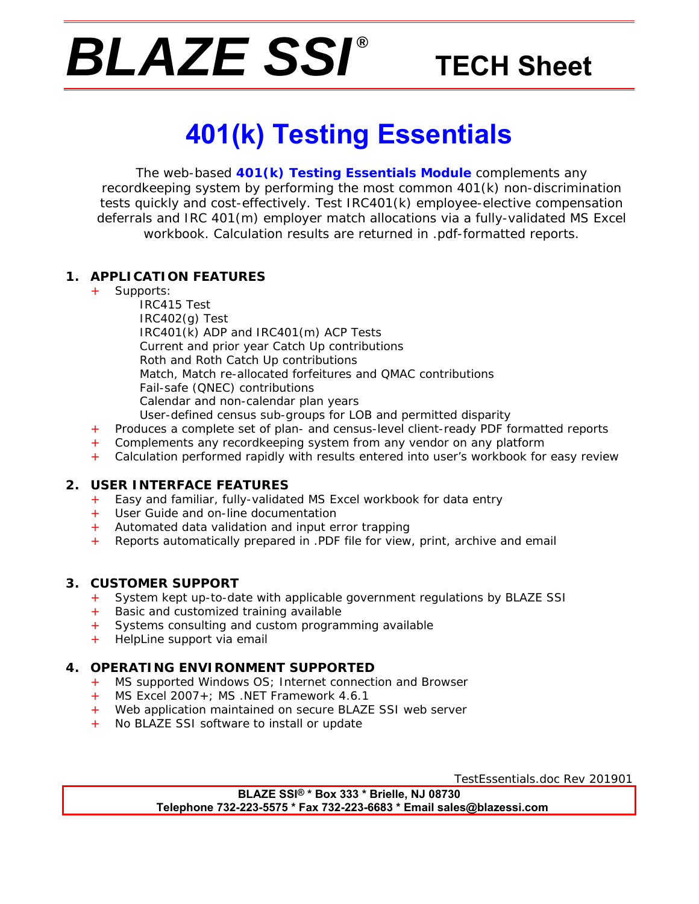# BLAZE SSI® TECH Sheet

# 401(k) Testing Essentials

The web-based **401(k) Testing Essentials Module** complements any recordkeeping system by performing the most common 401(k) non-discrimination tests quickly and cost-effectively. Test IRC401(k) employee-elective compensation deferrals and IRC 401(m) employer match allocations via a fully-validated MS Excel workbook. Calculation results are returned in .pdf-formatted reports.

## 1. APPLICATION FEATURES

+ Supports:
  - IRC415 Test
  - IRC402(g) Test
  - IRC401(k) ADP and IRC401(m) ACP Tests
  - Current and prior year Catch Up contributions
  - Roth and Roth Catch Up contributions
  - Match, Match re-allocated forfeitures and QMAC contributions
  - Fail-safe (QNEC) contributions
  - Calendar and non-calendar plan years
  - User-defined census sub-groups for LOB and permitted disparity
+ Produces a complete set of plan- and census-level client-ready PDF formatted reports
+ Complements any recordkeeping system from any vendor on any platform
+ Calculation performed rapidly with results entered into user's workbook for easy review

## 2. USER INTERFACE FEATURES

+ Easy and familiar, fully-validated MS Excel workbook for data entry
+ User Guide and on-line documentation
+ Automated data validation and input error trapping
+ Reports automatically prepared in .PDF file for view, print, archive and email

## 3. CUSTOMER SUPPORT

+ System kept up-to-date with applicable government regulations by BLAZE SSI
+ Basic and customized training available
+ Systems consulting and custom programming available
+ HelpLine support via email

## 4. OPERATING ENVIRONMENT SUPPORTED

+ MS supported Windows OS; Internet connection and Browser
+ MS Excel 2007+; MS .NET Framework 4.6.1
+ Web application maintained on secure BLAZE SSI web server
+ No BLAZE SSI software to install or update

TestEssentials.doc Rev 201901

**BLAZE SSI® * Box 333 * Brielle, NJ 08730**
**Telephone 732-223-5575 * Fax 732-223-6683 * Email sales@blazessi.com**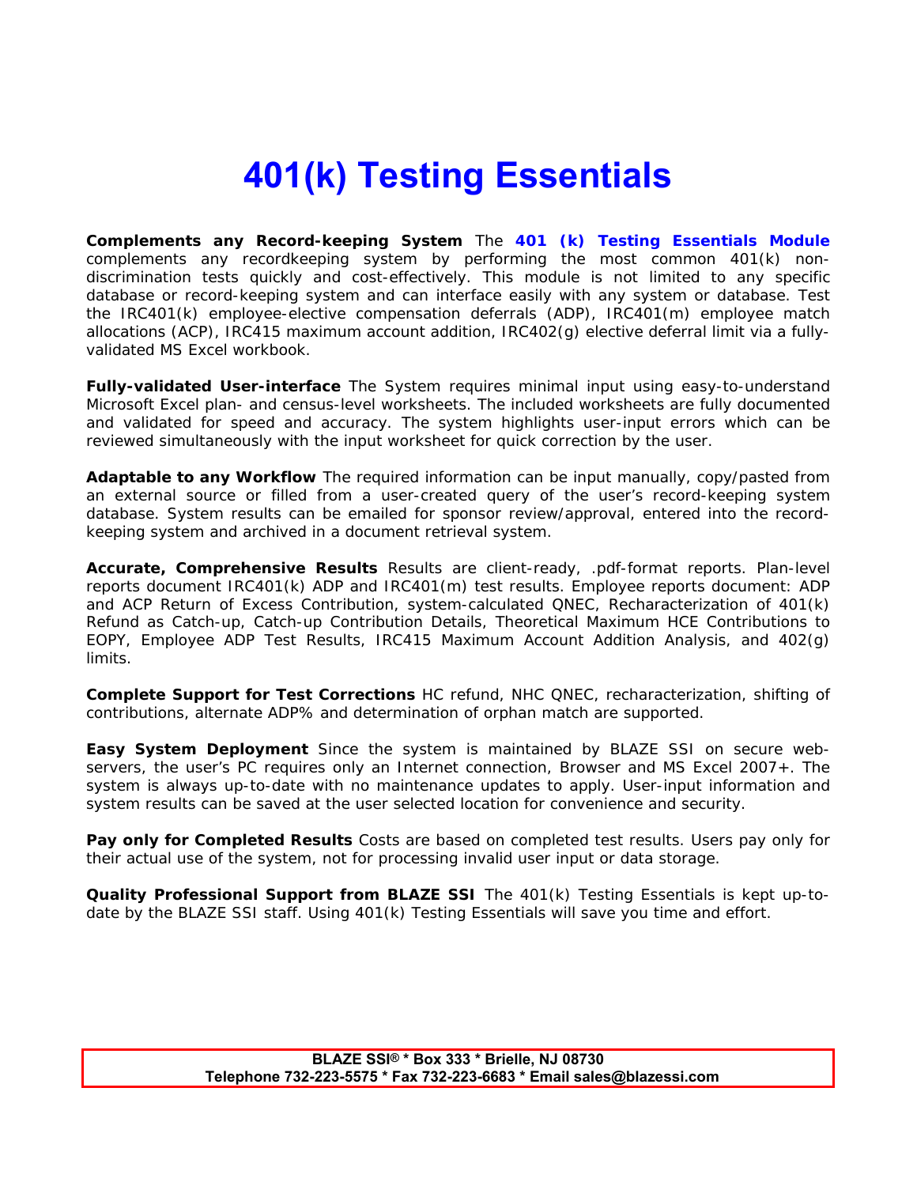# 401(k) Testing Essentials

**Complements any Record-keeping System** The **401 (k) Testing Essentials Module** complements any recordkeeping system by performing the most common 401(k) non-discrimination tests quickly and cost-effectively. This module is not limited to any specific database or record-keeping system and can interface easily with any system or database. Test the IRC401(k) employee-elective compensation deferrals (ADP), IRC401(m) employee match allocations (ACP), IRC415 maximum account addition, IRC402(g) elective deferral limit via a fully-validated MS Excel workbook.

**Fully-validated User-interface** The System requires minimal input using easy-to-understand Microsoft Excel plan- and census-level worksheets. The included worksheets are fully documented and validated for speed and accuracy. The system highlights user-input errors which can be reviewed simultaneously with the input worksheet for quick correction by the user.

**Adaptable to any Workflow** The required information can be input manually, copy/pasted from an external source or filled from a user-created query of the user's record-keeping system database. System results can be emailed for sponsor review/approval, entered into the record-keeping system and archived in a document retrieval system.

**Accurate, Comprehensive Results** Results are client-ready, .pdf-format reports. Plan-level reports document IRC401(k) ADP and IRC401(m) test results. Employee reports document: ADP and ACP Return of Excess Contribution, system-calculated QNEC, Recharacterization of 401(k) Refund as Catch-up, Catch-up Contribution Details, Theoretical Maximum HCE Contributions to EOPY, Employee ADP Test Results, IRC415 Maximum Account Addition Analysis, and 402(g) limits.

**Complete Support for Test Corrections** HC refund, NHC QNEC, recharacterization, shifting of contributions, alternate ADP% and determination of orphan match are supported.

**Easy System Deployment** Since the system is maintained by BLAZE SSI on secure web-servers, the user's PC requires only an Internet connection, Browser and MS Excel 2007+. The system is always up-to-date with no maintenance updates to apply. User-input information and system results can be saved at the user selected location for convenience and security.

**Pay only for Completed Results** Costs are based on completed test results. Users pay only for their actual use of the system, not for processing invalid user input or data storage.

**Quality Professional Support from BLAZE SSI** The 401(k) Testing Essentials is kept up-to-date by the BLAZE SSI staff. Using 401(k) Testing Essentials will save you time and effort.

**BLAZE SSI® * Box 333 * Brielle, NJ 08730**
**Telephone 732-223-5575 * Fax 732-223-6683 * Email sales@blazessi.com**